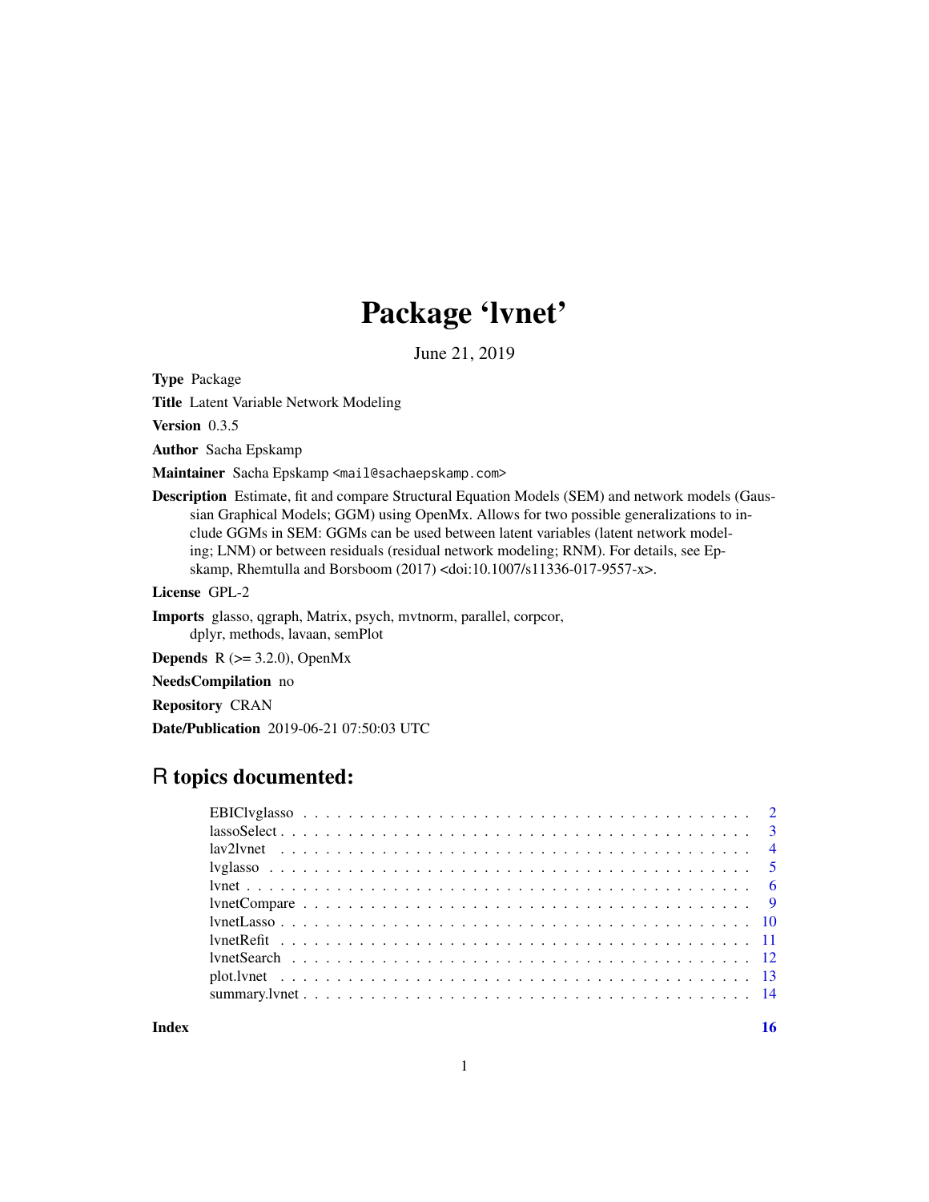# Package 'lvnet'

June 21, 2019

**Type** Package

**Title** Latent Variable Network Modeling

**Version** 0.3.5

**Author** Sacha Epskamp

**Maintainer** Sacha Epskamp <mail@sachaepskamp.com>

**Description** Estimate, fit and compare Structural Equation Models (SEM) and network models (Gaussian Graphical Models; GGM) using OpenMx. Allows for two possible generalizations to include GGMs in SEM: GGMs can be used between latent variables (latent network modeling; LNM) or between residuals (residual network modeling; RNM). For details, see Epskamp, Rhemtulla and Borsboom (2017) <doi:10.1007/s11336-017-9557-x>.

**License** GPL-2

**Imports** glasso, qgraph, Matrix, psych, mvtnorm, parallel, corpcor, dplyr, methods, lavaan, semPlot

**Depends** R (>= 3.2.0), OpenMx

**NeedsCompilation** no

**Repository** CRAN

**Date/Publication** 2019-06-21 07:50:03 UTC

## R topics documented:

| | |
|---|---|
| EBIClvglasso | 2 |
| lassoSelect | 3 |
| lav2lvnet | 4 |
| lvglasso | 5 |
| lvnet | 6 |
| lvnetCompare | 9 |
| lvnetLasso | 10 |
| lvnetRefit | 11 |
| lvnetSearch | 12 |
| plot.lvnet | 13 |
| summary.lvnet | 14 |
| **Index** | **16** |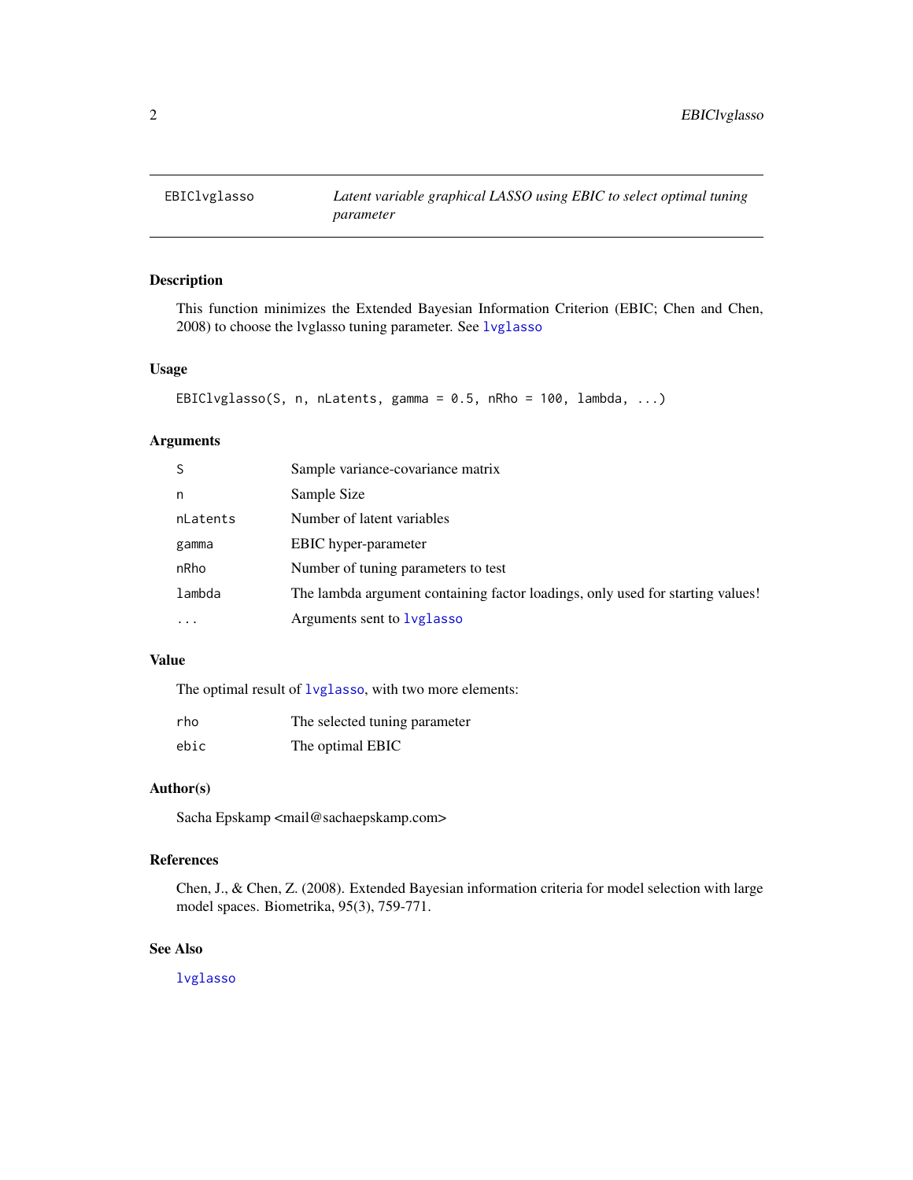EBIClvglasso *Latent variable graphical LASSO using EBIC to select optimal tuning parameter*

### Description

This function minimizes the Extended Bayesian Information Criterion (EBIC; Chen and Chen, 2008) to choose the lvglasso tuning parameter. See lvglasso

### Usage

```
EBIClvglasso(S, n, nLatents, gamma = 0.5, nRho = 100, lambda, ...)
```

### Arguments

| | |
|---|---|
| S | Sample variance-covariance matrix |
| n | Sample Size |
| nLatents | Number of latent variables |
| gamma | EBIC hyper-parameter |
| nRho | Number of tuning parameters to test |
| lambda | The lambda argument containing factor loadings, only used for starting values! |
| ... | Arguments sent to lvglasso |

### Value

The optimal result of lvglasso, with two more elements:

| | |
|---|---|
| rho | The selected tuning parameter |
| ebic | The optimal EBIC |

### Author(s)

Sacha Epskamp <mail@sachaepskamp.com>

### References

Chen, J., & Chen, Z. (2008). Extended Bayesian information criteria for model selection with large model spaces. Biometrika, 95(3), 759-771.

### See Also

lvglasso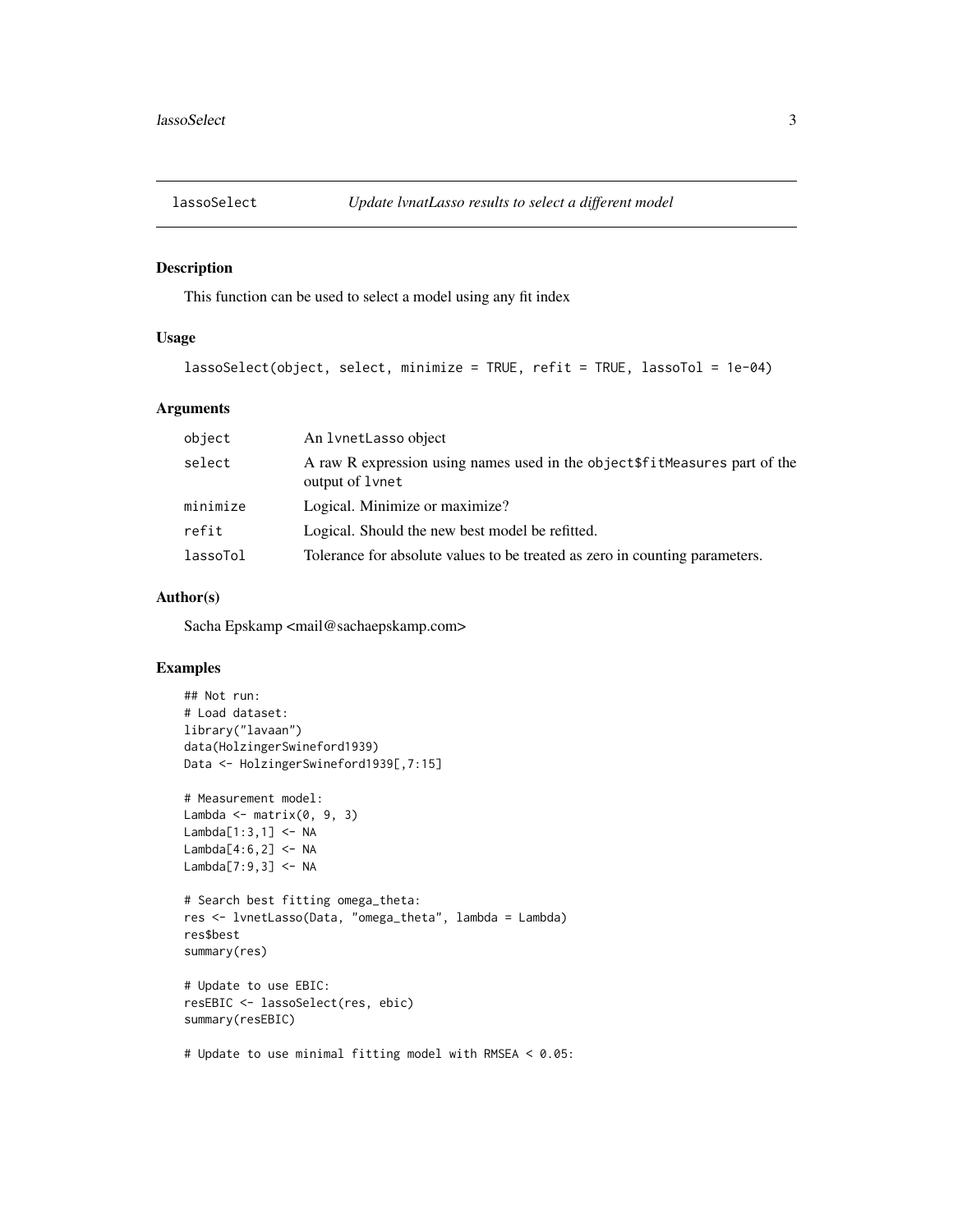# lassoSelect — *Update lvnatLasso results to select a different model*

## Description

This function can be used to select a model using any fit index

## Usage

```
lassoSelect(object, select, minimize = TRUE, refit = TRUE, lassoTol = 1e-04)
```

## Arguments

| | |
|---|---|
| object | An lvnetLasso object |
| select | A raw R expression using names used in the object$fitMeasures part of the output of lvnet |
| minimize | Logical. Minimize or maximize? |
| refit | Logical. Should the new best model be refitted. |
| lassoTol | Tolerance for absolute values to be treated as zero in counting parameters. |

## Author(s)

Sacha Epskamp <mail@sachaepskamp.com>

## Examples

```
## Not run:
# Load dataset:
library("lavaan")
data(HolzingerSwineford1939)
Data <- HolzingerSwineford1939[,7:15]

# Measurement model:
Lambda <- matrix(0, 9, 3)
Lambda[1:3,1] <- NA
Lambda[4:6,2] <- NA
Lambda[7:9,3] <- NA

# Search best fitting omega_theta:
res <- lvnetLasso(Data, "omega_theta", lambda = Lambda)
res$best
summary(res)

# Update to use EBIC:
resEBIC <- lassoSelect(res, ebic)
summary(resEBIC)

# Update to use minimal fitting model with RMSEA < 0.05:
```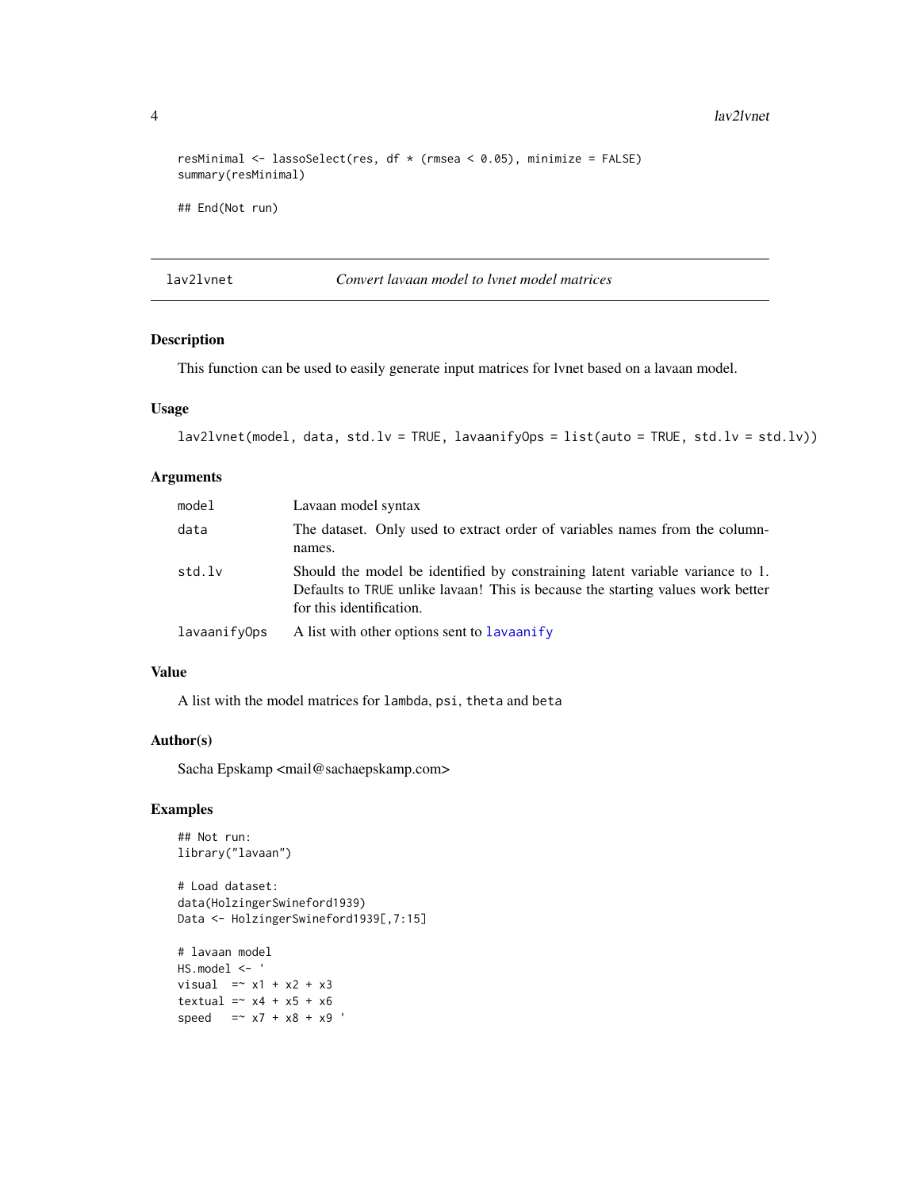```
resMinimal <- lassoSelect(res, df * (rmsea < 0.05), minimize = FALSE)
summary(resMinimal)

## End(Not run)
```

## lav2lvnet *Convert lavaan model to lvnet model matrices*

### Description

This function can be used to easily generate input matrices for lvnet based on a lavaan model.

### Usage

```
lav2lvnet(model, data, std.lv = TRUE, lavaanifyOps = list(auto = TRUE, std.lv = std.lv))
```

### Arguments

| | |
|---|---|
| `model` | Lavaan model syntax |
| `data` | The dataset. Only used to extract order of variables names from the columnnames. |
| `std.lv` | Should the model be identified by constraining latent variable variance to 1. Defaults to `TRUE` unlike lavaan! This is because the starting values work better for this identification. |
| `lavaanifyOps` | A list with other options sent to `lavaanify` |

### Value

A list with the model matrices for `lambda`, `psi`, `theta` and `beta`

### Author(s)

Sacha Epskamp <mail@sachaepskamp.com>

### Examples

```
## Not run:
library("lavaan")

# Load dataset:
data(HolzingerSwineford1939)
Data <- HolzingerSwineford1939[,7:15]

# lavaan model
HS.model <- '
visual  =~ x1 + x2 + x3
textual =~ x4 + x5 + x6
speed   =~ x7 + x8 + x9 '
```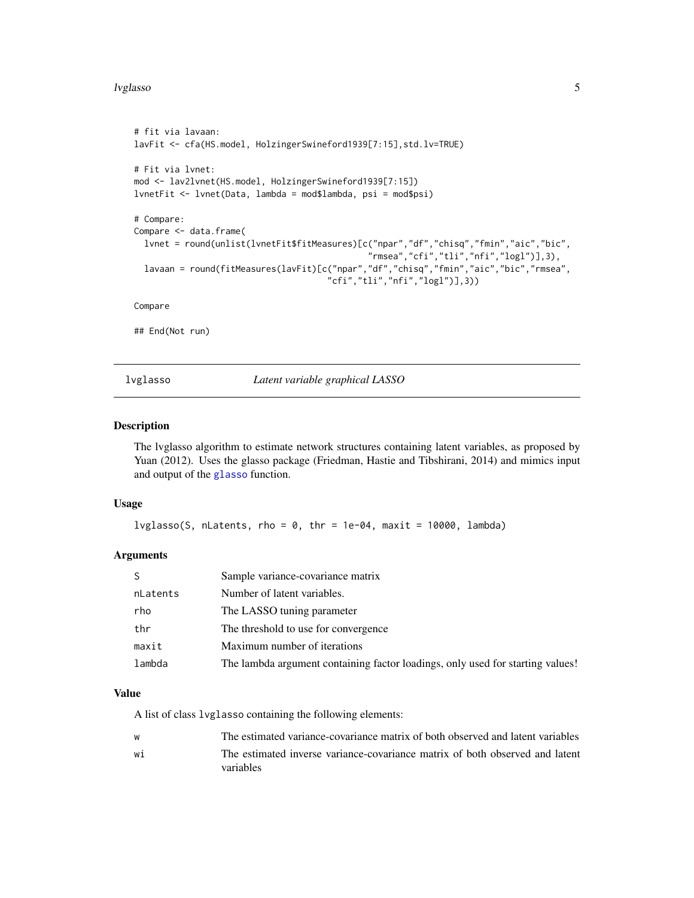```
# fit via lavaan:
lavFit <- cfa(HS.model, HolzingerSwineford1939[7:15],std.lv=TRUE)

# Fit via lvnet:
mod <- lav2lvnet(HS.model, HolzingerSwineford1939[7:15])
lvnetFit <- lvnet(Data, lambda = mod$lambda, psi = mod$psi)

# Compare:
Compare <- data.frame(
  lvnet = round(unlist(lvnetFit$fitMeasures)[c("npar","df","chisq","fmin","aic","bic",
                                              "rmsea","cfi","tli","nfi","logl")],3),
  lavaan = round(fitMeasures(lavFit)[c("npar","df","chisq","fmin","aic","bic","rmsea",
                                      "cfi","tli","nfi","logl")],3))

Compare

## End(Not run)
```

## lvglasso *Latent variable graphical LASSO*

### Description

The lvglasso algorithm to estimate network structures containing latent variables, as proposed by Yuan (2012). Uses the glasso package (Friedman, Hastie and Tibshirani, 2014) and mimics input and output of the `glasso` function.

### Usage

```
lvglasso(S, nLatents, rho = 0, thr = 1e-04, maxit = 10000, lambda)
```

### Arguments

| | |
|---|---|
| `S` | Sample variance-covariance matrix |
| `nLatents` | Number of latent variables. |
| `rho` | The LASSO tuning parameter |
| `thr` | The threshold to use for convergence |
| `maxit` | Maximum number of iterations |
| `lambda` | The lambda argument containing factor loadings, only used for starting values! |

### Value

A list of class `lvglasso` containing the following elements:

| | |
|---|---|
| `w` | The estimated variance-covariance matrix of both observed and latent variables |
| `wi` | The estimated inverse variance-covariance matrix of both observed and latent variables |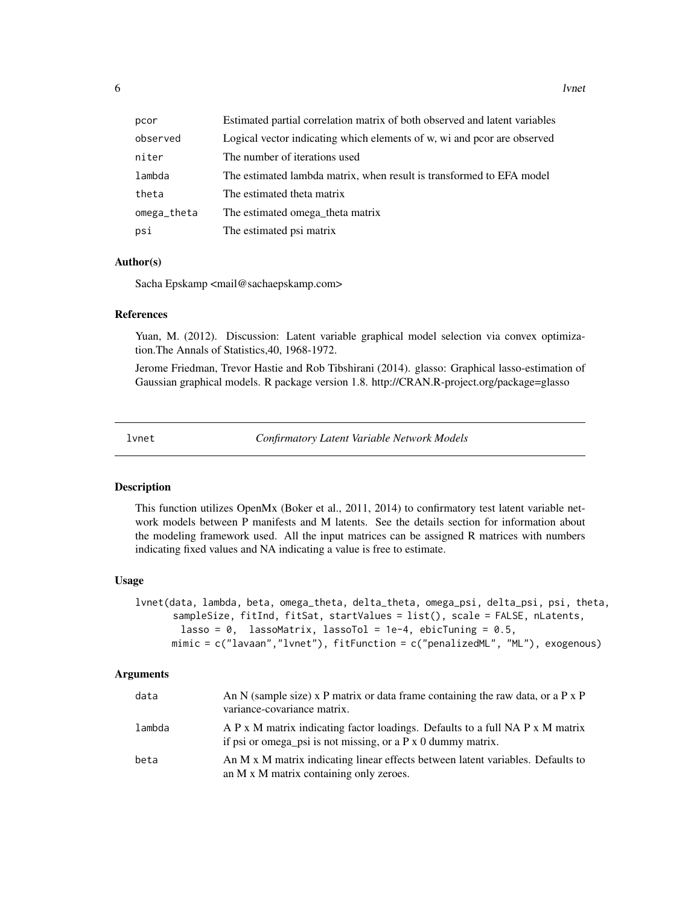| | |
|---|---|
| `pcor` | Estimated partial correlation matrix of both observed and latent variables |
| `observed` | Logical vector indicating which elements of w, wi and pcor are observed |
| `niter` | The number of iterations used |
| `lambda` | The estimated lambda matrix, when result is transformed to EFA model |
| `theta` | The estimated theta matrix |
| `omega_theta` | The estimated omega_theta matrix |
| `psi` | The estimated psi matrix |

### Author(s)

Sacha Epskamp <mail@sachaepskamp.com>

### References

Yuan, M. (2012). Discussion: Latent variable graphical model selection via convex optimization.The Annals of Statistics,40, 1968-1972.

Jerome Friedman, Trevor Hastie and Rob Tibshirani (2014). glasso: Graphical lasso-estimation of Gaussian graphical models. R package version 1.8. http://CRAN.R-project.org/package=glasso

---

## lvnet — *Confirmatory Latent Variable Network Models*

---

### Description

This function utilizes OpenMx (Boker et al., 2011, 2014) to confirmatory test latent variable network models between P manifests and M latents. See the details section for information about the modeling framework used. All the input matrices can be assigned R matrices with numbers indicating fixed values and NA indicating a value is free to estimate.

### Usage

```
lvnet(data, lambda, beta, omega_theta, delta_theta, omega_psi, delta_psi, psi, theta,
       sampleSize, fitInd, fitSat, startValues = list(), scale = FALSE, nLatents,
        lasso = 0,  lassoMatrix, lassoTol = 1e-4, ebicTuning = 0.5,
       mimic = c("lavaan","lvnet"), fitFunction = c("penalizedML", "ML"), exogenous)
```

### Arguments

| | |
|---|---|
| `data` | An N (sample size) x P matrix or data frame containing the raw data, or a P x P variance-covariance matrix. |
| `lambda` | A P x M matrix indicating factor loadings. Defaults to a full NA P x M matrix if psi or omega_psi is not missing, or a P x 0 dummy matrix. |
| `beta` | An M x M matrix indicating linear effects between latent variables. Defaults to an M x M matrix containing only zeroes. |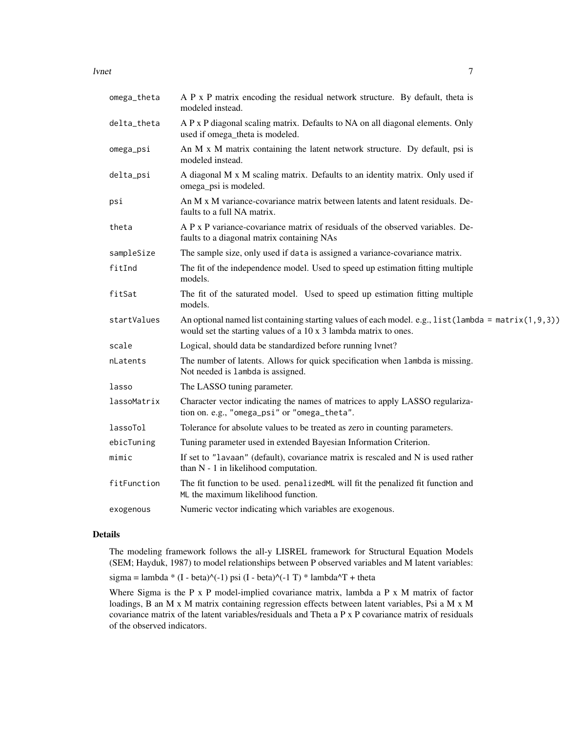| | |
|---|---|
| omega_theta | A P x P matrix encoding the residual network structure. By default, theta is modeled instead. |
| delta_theta | A P x P diagonal scaling matrix. Defaults to NA on all diagonal elements. Only used if omega_theta is modeled. |
| omega_psi | An M x M matrix containing the latent network structure. Dy default, psi is modeled instead. |
| delta_psi | A diagonal M x M scaling matrix. Defaults to an identity matrix. Only used if omega_psi is modeled. |
| psi | An M x M variance-covariance matrix between latents and latent residuals. Defaults to a full NA matrix. |
| theta | A P x P variance-covariance matrix of residuals of the observed variables. Defaults to a diagonal matrix containing NAs |
| sampleSize | The sample size, only used if `data` is assigned a variance-covariance matrix. |
| fitInd | The fit of the independence model. Used to speed up estimation fitting multiple models. |
| fitSat | The fit of the saturated model. Used to speed up estimation fitting multiple models. |
| startValues | An optional named list containing starting values of each model. e.g., `list(lambda = matrix(1,9,3))` would set the starting values of a 10 x 3 lambda matrix to ones. |
| scale | Logical, should data be standardized before running lvnet? |
| nLatents | The number of latents. Allows for quick specification when `lambda` is missing. Not needed is `lambda` is assigned. |
| lasso | The LASSO tuning parameter. |
| lassoMatrix | Character vector indicating the names of matrices to apply LASSO regularization on. e.g., `"omega_psi"` or `"omega_theta"`. |
| lassoTol | Tolerance for absolute values to be treated as zero in counting parameters. |
| ebicTuning | Tuning parameter used in extended Bayesian Information Criterion. |
| mimic | If set to `"lavaan"` (default), covariance matrix is rescaled and N is used rather than N - 1 in likelihood computation. |
| fitFunction | The fit function to be used. `penalizedML` will fit the penalized fit function and `ML` the maximum likelihood function. |
| exogenous | Numeric vector indicating which variables are exogenous. |

## Details

The modeling framework follows the all-y LISREL framework for Structural Equation Models (SEM; Hayduk, 1987) to model relationships between P observed variables and M latent variables:

sigma = lambda * (I - beta)^(-1) psi (I - beta)^(-1 T) * lambda^T + theta

Where Sigma is the P x P model-implied covariance matrix, lambda a P x M matrix of factor loadings, B an M x M matrix containing regression effects between latent variables, Psi a M x M covariance matrix of the latent variables/residuals and Theta a P x P covariance matrix of residuals of the observed indicators.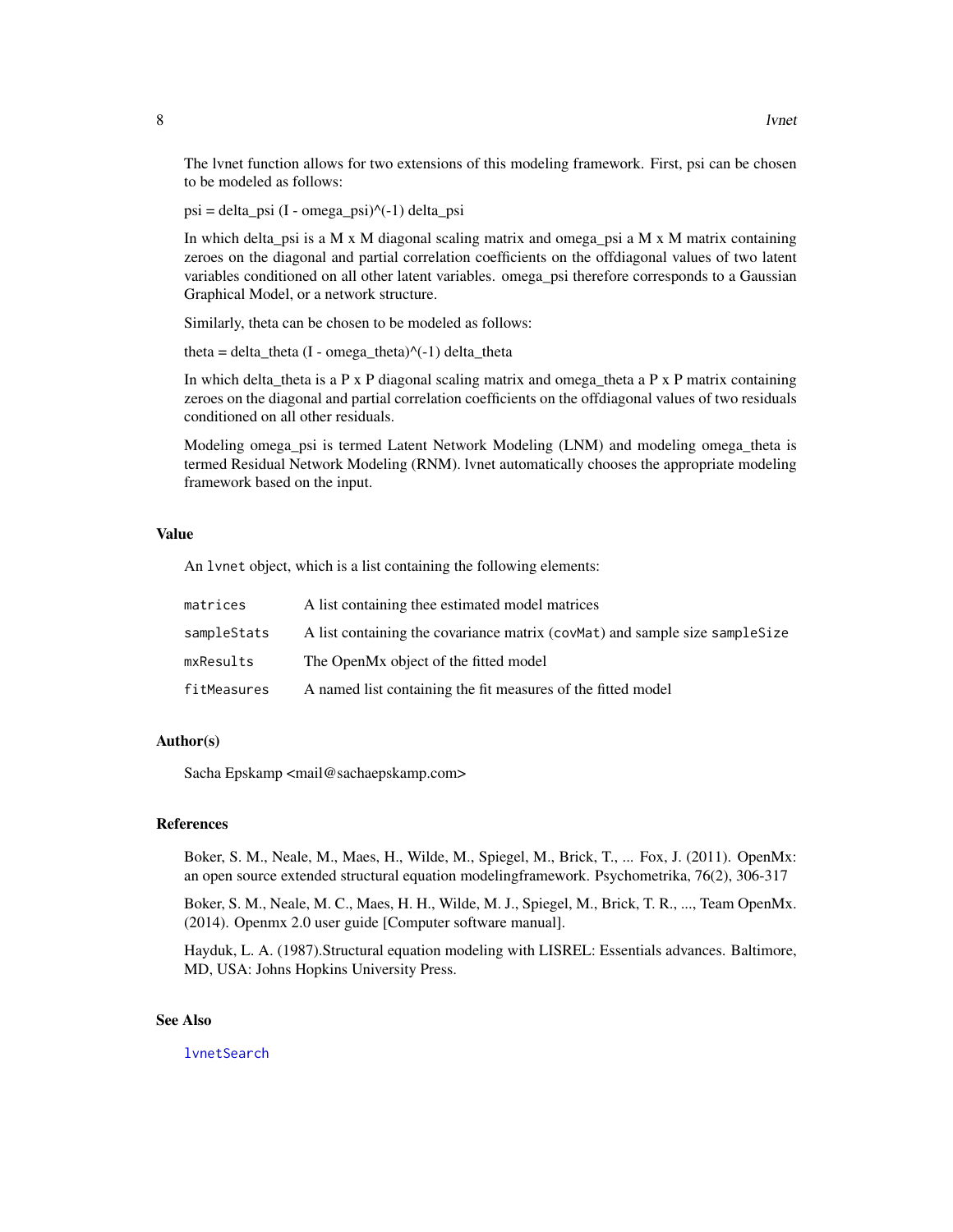The lvnet function allows for two extensions of this modeling framework. First, psi can be chosen to be modeled as follows:

psi = delta_psi (I - omega_psi)^(-1) delta_psi

In which delta_psi is a M x M diagonal scaling matrix and omega_psi a M x M matrix containing zeroes on the diagonal and partial correlation coefficients on the offdiagonal values of two latent variables conditioned on all other latent variables. omega_psi therefore corresponds to a Gaussian Graphical Model, or a network structure.

Similarly, theta can be chosen to be modeled as follows:

theta = delta_theta (I - omega_theta)^(-1) delta_theta

In which delta_theta is a P x P diagonal scaling matrix and omega_theta a P x P matrix containing zeroes on the diagonal and partial correlation coefficients on the offdiagonal values of two residuals conditioned on all other residuals.

Modeling omega_psi is termed Latent Network Modeling (LNM) and modeling omega_theta is termed Residual Network Modeling (RNM). lvnet automatically chooses the appropriate modeling framework based on the input.

## Value

An `lvnet` object, which is a list containing the following elements:

| | |
|---|---|
| `matrices` | A list containing thee estimated model matrices |
| `sampleStats` | A list containing the covariance matrix (`covMat`) and sample size `sampleSize` |
| `mxResults` | The OpenMx object of the fitted model |
| `fitMeasures` | A named list containing the fit measures of the fitted model |

## Author(s)

Sacha Epskamp <mail@sachaepskamp.com>

## References

Boker, S. M., Neale, M., Maes, H., Wilde, M., Spiegel, M., Brick, T., ... Fox, J. (2011). OpenMx: an open source extended structural equation modelingframework. Psychometrika, 76(2), 306-317

Boker, S. M., Neale, M. C., Maes, H. H., Wilde, M. J., Spiegel, M., Brick, T. R., ..., Team OpenMx. (2014). Openmx 2.0 user guide [Computer software manual].

Hayduk, L. A. (1987).Structural equation modeling with LISREL: Essentials advances. Baltimore, MD, USA: Johns Hopkins University Press.

## See Also

`lvnetSearch`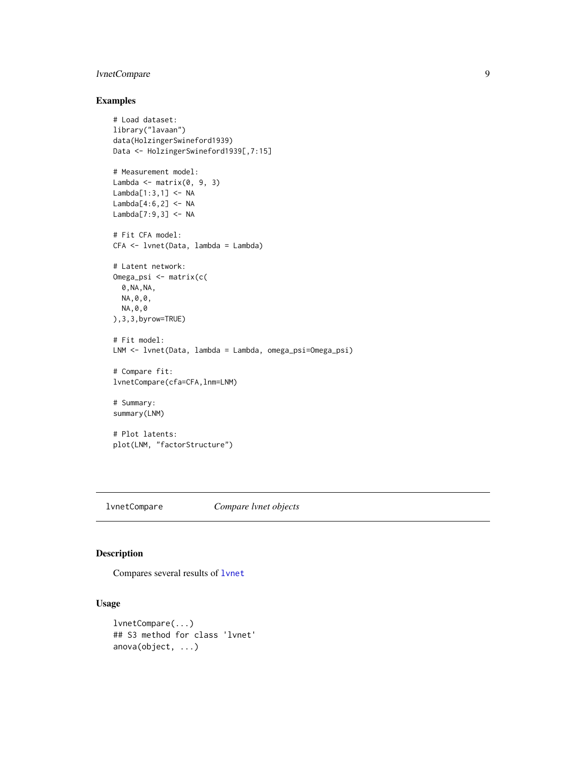## Examples

```
# Load dataset:
library("lavaan")
data(HolzingerSwineford1939)
Data <- HolzingerSwineford1939[,7:15]

# Measurement model:
Lambda <- matrix(0, 9, 3)
Lambda[1:3,1] <- NA
Lambda[4:6,2] <- NA
Lambda[7:9,3] <- NA

# Fit CFA model:
CFA <- lvnet(Data, lambda = Lambda)

# Latent network:
Omega_psi <- matrix(c(
  0,NA,NA,
  NA,0,0,
  NA,0,0
),3,3,byrow=TRUE)

# Fit model:
LNM <- lvnet(Data, lambda = Lambda, omega_psi=Omega_psi)

# Compare fit:
lvnetCompare(cfa=CFA,lnm=LNM)

# Summary:
summary(LNM)

# Plot latents:
plot(LNM, "factorStructure")
```

---

# lvnetCompare *Compare lvnet objects*

## Description

Compares several results of lvnet

## Usage

```
lvnetCompare(...)
## S3 method for class 'lvnet'
anova(object, ...)
```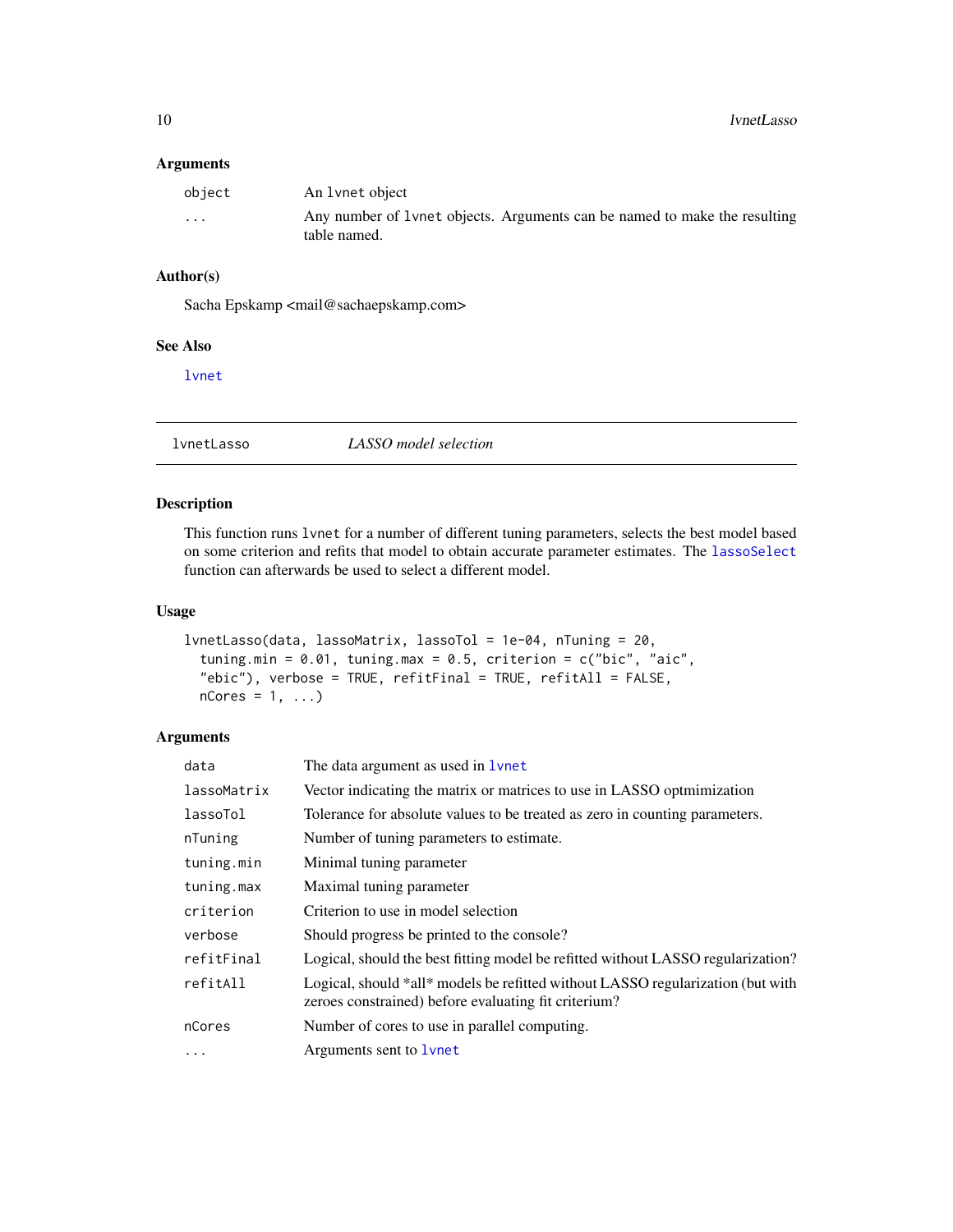### Arguments

| | |
|---|---|
| `object` | An `lvnet` object |
| `...` | Any number of `lvnet` objects. Arguments can be named to make the resulting table named. |

### Author(s)

Sacha Epskamp <mail@sachaepskamp.com>

### See Also

lvnet

---

## lvnetLasso — *LASSO model selection*

### Description

This function runs `lvnet` for a number of different tuning parameters, selects the best model based on some criterion and refits that model to obtain accurate parameter estimates. The lassoSelect function can afterwards be used to select a different model.

### Usage

```
lvnetLasso(data, lassoMatrix, lassoTol = 1e-04, nTuning = 20,
  tuning.min = 0.01, tuning.max = 0.5, criterion = c("bic", "aic",
  "ebic"), verbose = TRUE, refitFinal = TRUE, refitAll = FALSE,
  nCores = 1, ...)
```

### Arguments

| | |
|---|---|
| `data` | The data argument as used in lvnet |
| `lassoMatrix` | Vector indicating the matrix or matrices to use in LASSO optmimization |
| `lassoTol` | Tolerance for absolute values to be treated as zero in counting parameters. |
| `nTuning` | Number of tuning parameters to estimate. |
| `tuning.min` | Minimal tuning parameter |
| `tuning.max` | Maximal tuning parameter |
| `criterion` | Criterion to use in model selection |
| `verbose` | Should progress be printed to the console? |
| `refitFinal` | Logical, should the best fitting model be refitted without LASSO regularization? |
| `refitAll` | Logical, should *all* models be refitted without LASSO regularization (but with zeroes constrained) before evaluating fit criterium? |
| `nCores` | Number of cores to use in parallel computing. |
| `...` | Arguments sent to lvnet |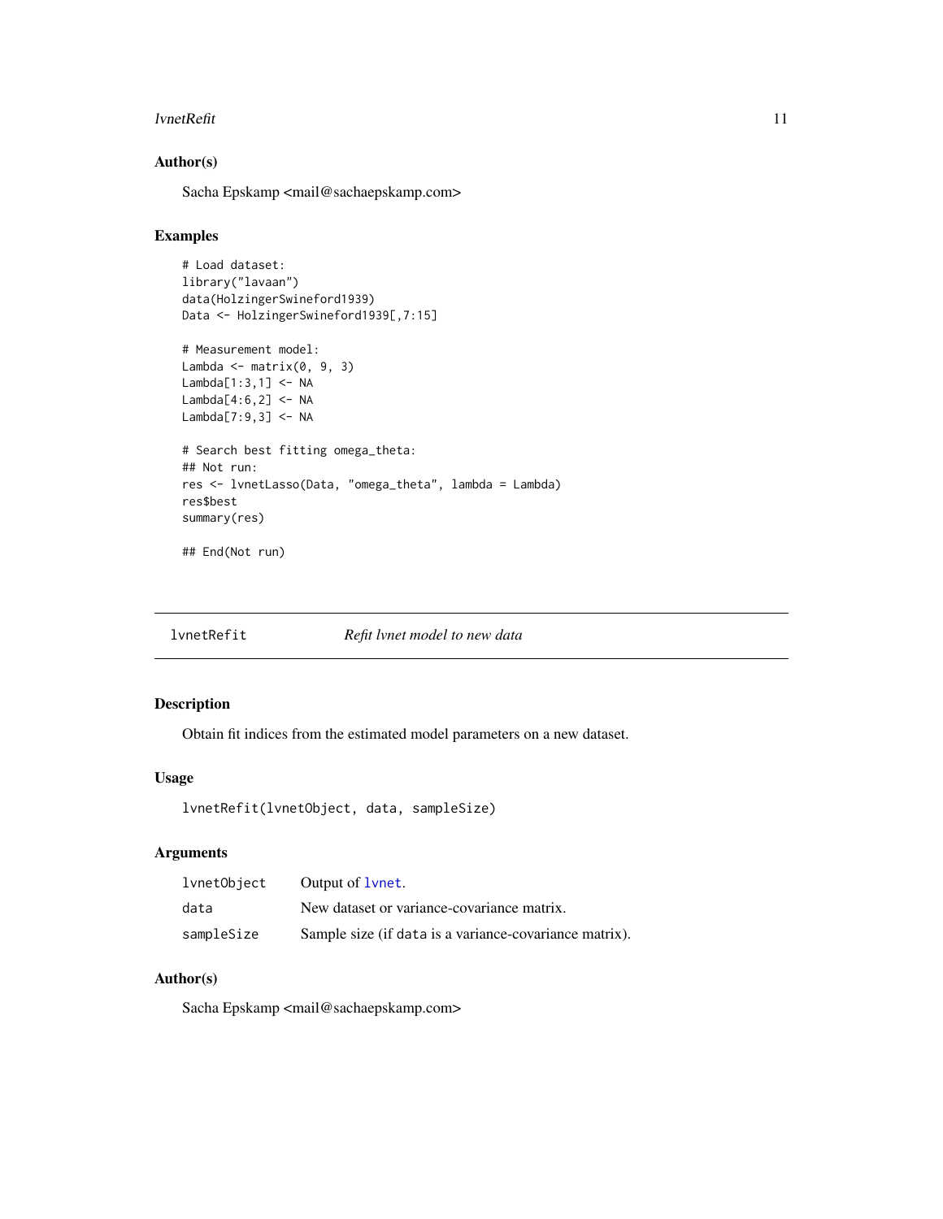## Author(s)

Sacha Epskamp <mail@sachaepskamp.com>

## Examples

```
# Load dataset:
library("lavaan")
data(HolzingerSwineford1939)
Data <- HolzingerSwineford1939[,7:15]

# Measurement model:
Lambda <- matrix(0, 9, 3)
Lambda[1:3,1] <- NA
Lambda[4:6,2] <- NA
Lambda[7:9,3] <- NA

# Search best fitting omega_theta:
## Not run:
res <- lvnetLasso(Data, "omega_theta", lambda = Lambda)
res$best
summary(res)

## End(Not run)
```

---

# lvnetRefit — *Refit lvnet model to new data*

## Description

Obtain fit indices from the estimated model parameters on a new dataset.

## Usage

```
lvnetRefit(lvnetObject, data, sampleSize)
```

## Arguments

| | |
|---|---|
| lvnetObject | Output of lvnet. |
| data | New dataset or variance-covariance matrix. |
| sampleSize | Sample size (if data is a variance-covariance matrix). |

## Author(s)

Sacha Epskamp <mail@sachaepskamp.com>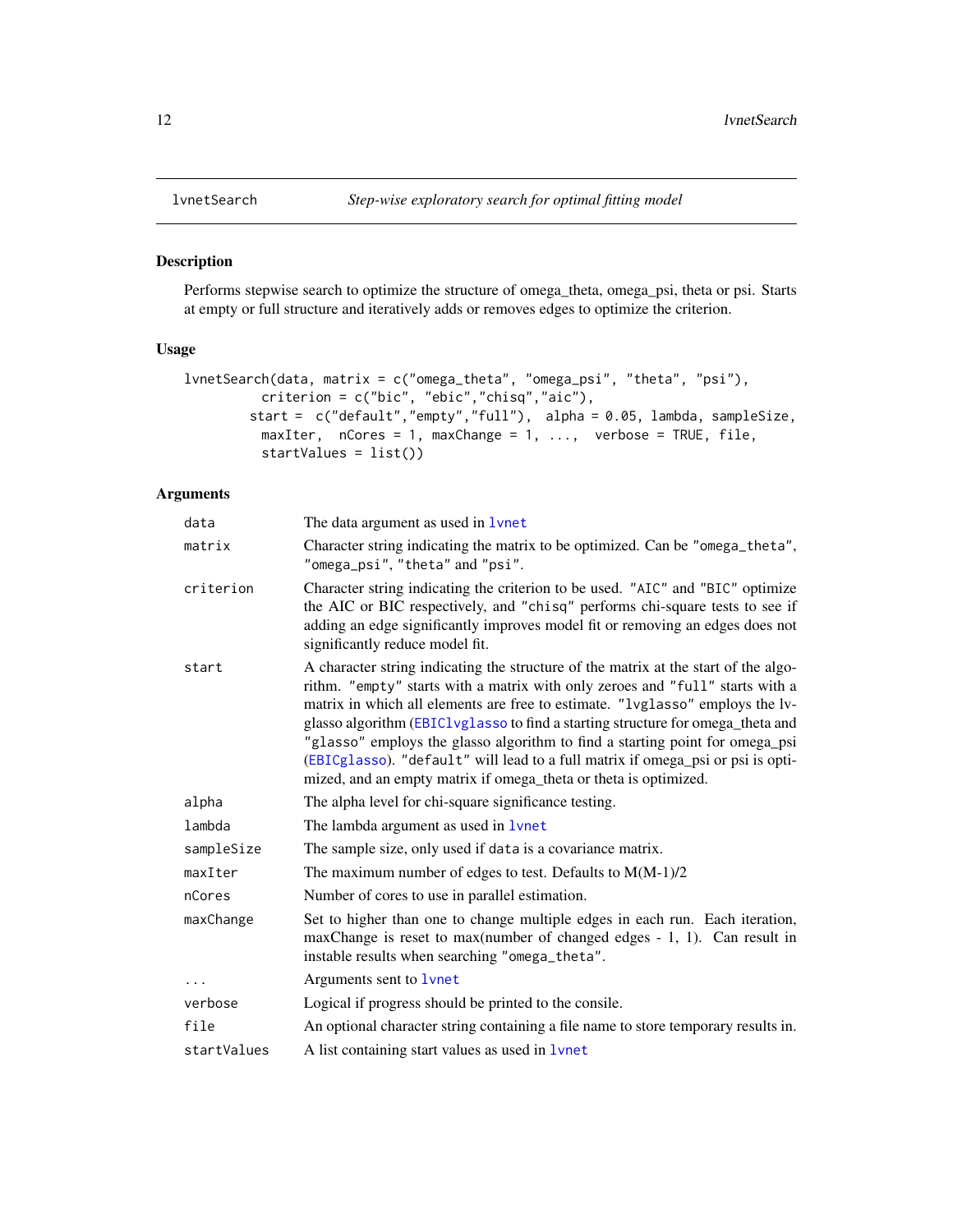lvnetSearch *Step-wise exploratory search for optimal fitting model*

## Description

Performs stepwise search to optimize the structure of omega_theta, omega_psi, theta or psi. Starts at empty or full structure and iteratively adds or removes edges to optimize the criterion.

## Usage

```
lvnetSearch(data, matrix = c("omega_theta", "omega_psi", "theta", "psi"),
         criterion = c("bic", "ebic","chisq","aic"),
        start =  c("default","empty","full"),  alpha = 0.05, lambda, sampleSize,
         maxIter,  nCores = 1, maxChange = 1, ...,  verbose = TRUE, file,
         startValues = list())
```

## Arguments

| | |
|---|---|
| `data` | The data argument as used in `lvnet` |
| `matrix` | Character string indicating the matrix to be optimized. Can be "omega_theta", "omega_psi", "theta" and "psi". |
| `criterion` | Character string indicating the criterion to be used. "AIC" and "BIC" optimize the AIC or BIC respectively, and "chisq" performs chi-square tests to see if adding an edge significantly improves model fit or removing an edges does not significantly reduce model fit. |
| `start` | A character string indicating the structure of the matrix at the start of the algorithm. "empty" starts with a matrix with only zeroes and "full" starts with a matrix in which all elements are free to estimate. "lvglasso" employs the lvglasso algorithm (`EBIClvglasso` to find a starting structure for omega_theta and "glasso" employs the glasso algorithm to find a starting point for omega_psi (`EBICglasso`). "default" will lead to a full matrix if omega_psi or psi is optimized, and an empty matrix if omega_theta or theta is optimized. |
| `alpha` | The alpha level for chi-square significance testing. |
| `lambda` | The lambda argument as used in `lvnet` |
| `sampleSize` | The sample size, only used if `data` is a covariance matrix. |
| `maxIter` | The maximum number of edges to test. Defaults to M(M-1)/2 |
| `nCores` | Number of cores to use in parallel estimation. |
| `maxChange` | Set to higher than one to change multiple edges in each run. Each iteration, maxChange is reset to max(number of changed edges - 1, 1). Can result in instable results when searching "omega_theta". |
| `...` | Arguments sent to `lvnet` |
| `verbose` | Logical if progress should be printed to the consile. |
| `file` | An optional character string containing a file name to store temporary results in. |
| `startValues` | A list containing start values as used in `lvnet` |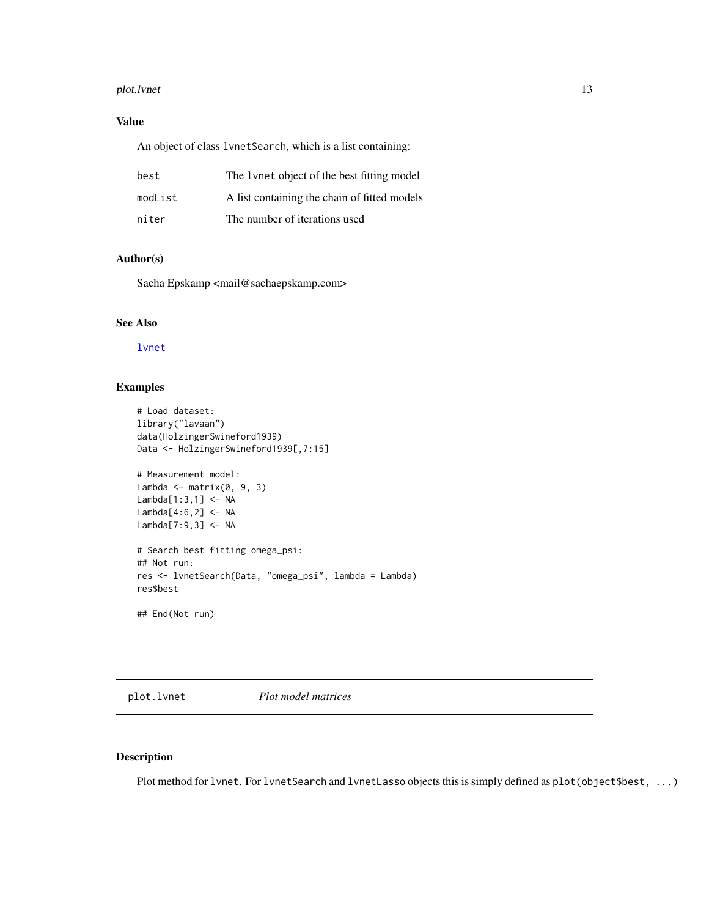## Value

An object of class `lvnetSearch`, which is a list containing:

| | |
|---|---|
| best | The `lvnet` object of the best fitting model |
| modList | A list containing the chain of fitted models |
| niter | The number of iterations used |

## Author(s)

Sacha Epskamp <mail@sachaepskamp.com>

## See Also

lvnet

## Examples

```
# Load dataset:
library("lavaan")
data(HolzingerSwineford1939)
Data <- HolzingerSwineford1939[,7:15]

# Measurement model:
Lambda <- matrix(0, 9, 3)
Lambda[1:3,1] <- NA
Lambda[4:6,2] <- NA
Lambda[7:9,3] <- NA

# Search best fitting omega_psi:
## Not run:
res <- lvnetSearch(Data, "omega_psi", lambda = Lambda)
res$best

## End(Not run)
```

---

# plot.lvnet &nbsp;&nbsp;&nbsp;&nbsp; *Plot model matrices*

---

## Description

Plot method for `lvnet`. For `lvnetSearch` and `lvnetLasso` objects this is simply defined as `plot(object$best, ...)`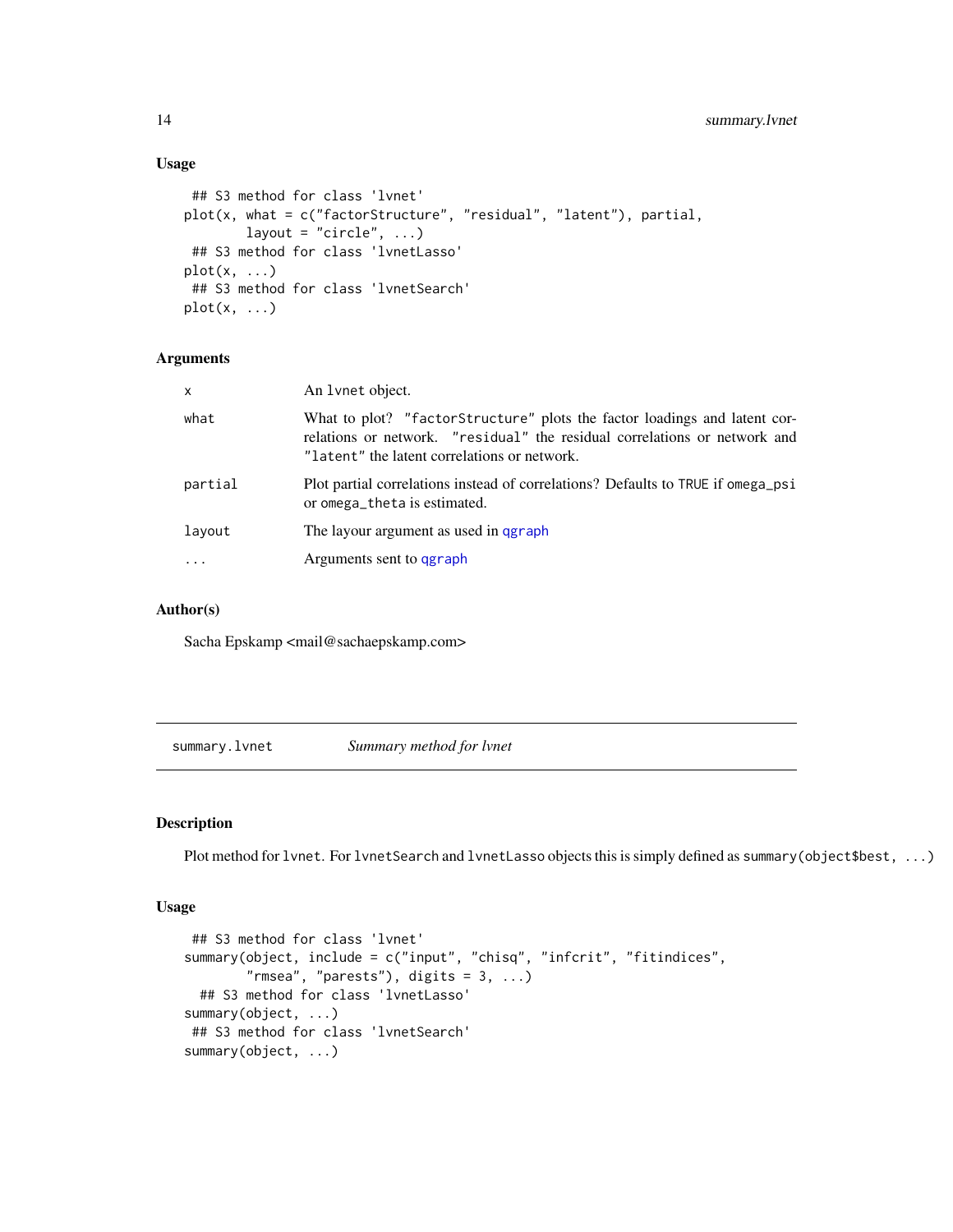### Usage

```
 ## S3 method for class 'lvnet'
plot(x, what = c("factorStructure", "residual", "latent"), partial,
        layout = "circle", ...)
 ## S3 method for class 'lvnetLasso'
plot(x, ...)
 ## S3 method for class 'lvnetSearch'
plot(x, ...)
```

### Arguments

| | |
|---|---|
| x | An lvnet object. |
| what | What to plot? "factorStructure" plots the factor loadings and latent correlations or network. "residual" the residual correlations or network and "latent" the latent correlations or network. |
| partial | Plot partial correlations instead of correlations? Defaults to TRUE if omega_psi or omega_theta is estimated. |
| layout | The layour argument as used in qgraph |
| ... | Arguments sent to qgraph |

### Author(s)

Sacha Epskamp <mail@sachaepskamp.com>

---

## summary.lvnet *Summary method for lvnet*

### Description

Plot method for lvnet. For lvnetSearch and lvnetLasso objects this is simply defined as summary(object$best, ...)

### Usage

```
 ## S3 method for class 'lvnet'
summary(object, include = c("input", "chisq", "infcrit", "fitindices",
        "rmsea", "parests"), digits = 3, ...)
  ## S3 method for class 'lvnetLasso'
summary(object, ...)
 ## S3 method for class 'lvnetSearch'
summary(object, ...)
```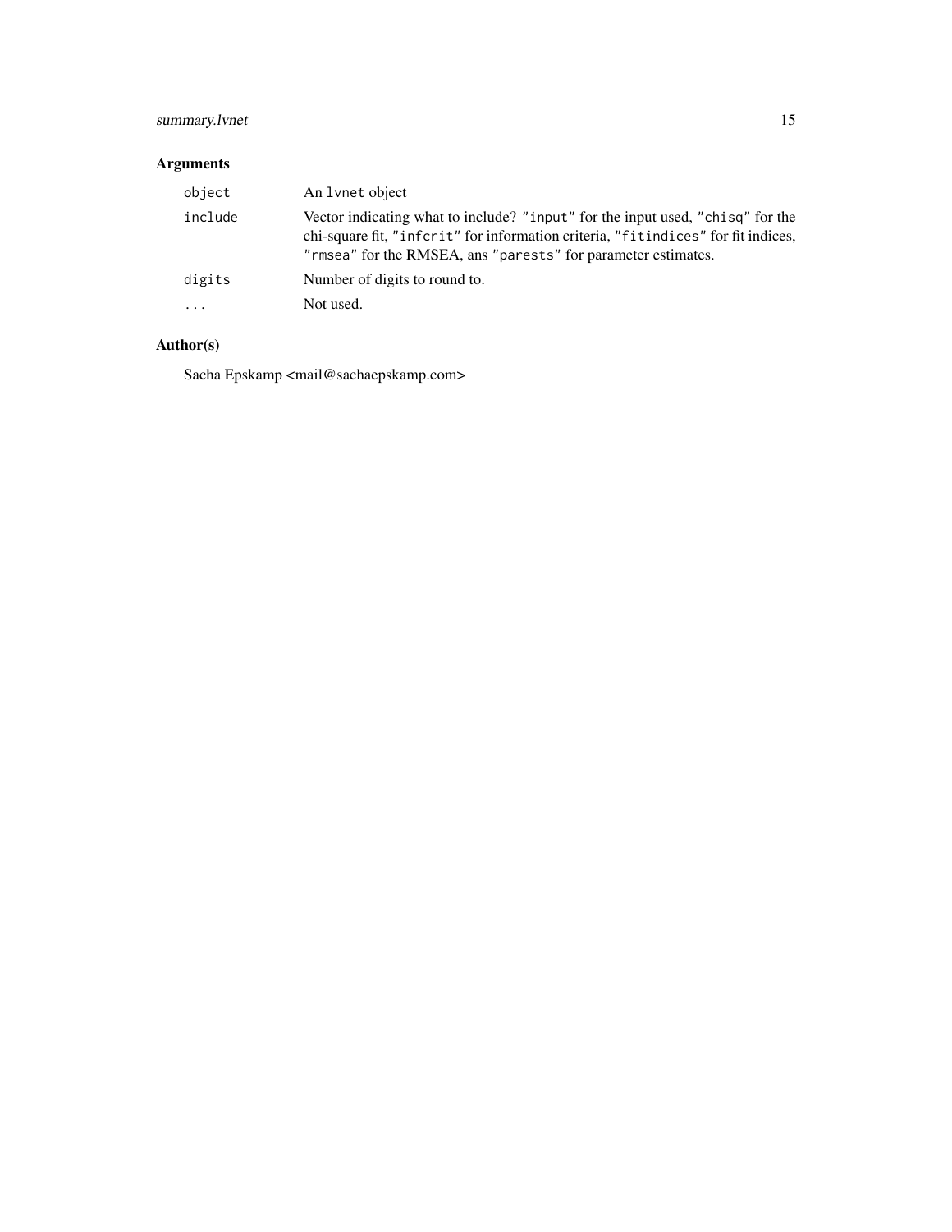## Arguments

| | |
|---|---|
| `object` | An `lvnet` object |
| `include` | Vector indicating what to include? `"input"` for the input used, `"chisq"` for the chi-square fit, `"infcrit"` for information criteria, `"fitindices"` for fit indices, `"rmsea"` for the RMSEA, ans `"parests"` for parameter estimates. |
| `digits` | Number of digits to round to. |
| `...` | Not used. |

## Author(s)

Sacha Epskamp <mail@sachaepskamp.com>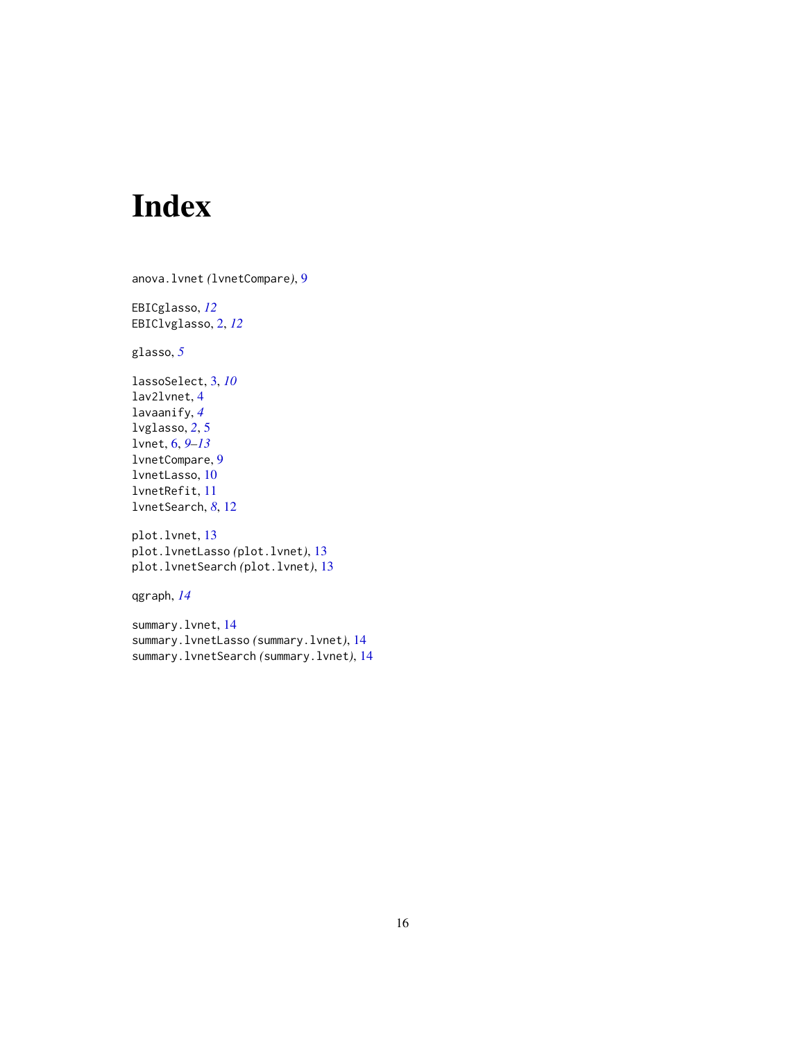# Index

anova.lvnet *(*lvnetCompare*)*, 9

EBICglasso, *12*
EBIClvglasso, 2, *12*

glasso, *5*

lassoSelect, 3, *10*
lav2lvnet, 4
lavaanify, *4*
lvglasso, *2*, 5
lvnet, 6, *9–13*
lvnetCompare, 9
lvnetLasso, 10
lvnetRefit, 11
lvnetSearch, *8*, 12

plot.lvnet, 13
plot.lvnetLasso *(*plot.lvnet*)*, 13
plot.lvnetSearch *(*plot.lvnet*)*, 13

qgraph, *14*

summary.lvnet, 14
summary.lvnetLasso *(*summary.lvnet*)*, 14
summary.lvnetSearch *(*summary.lvnet*)*, 14